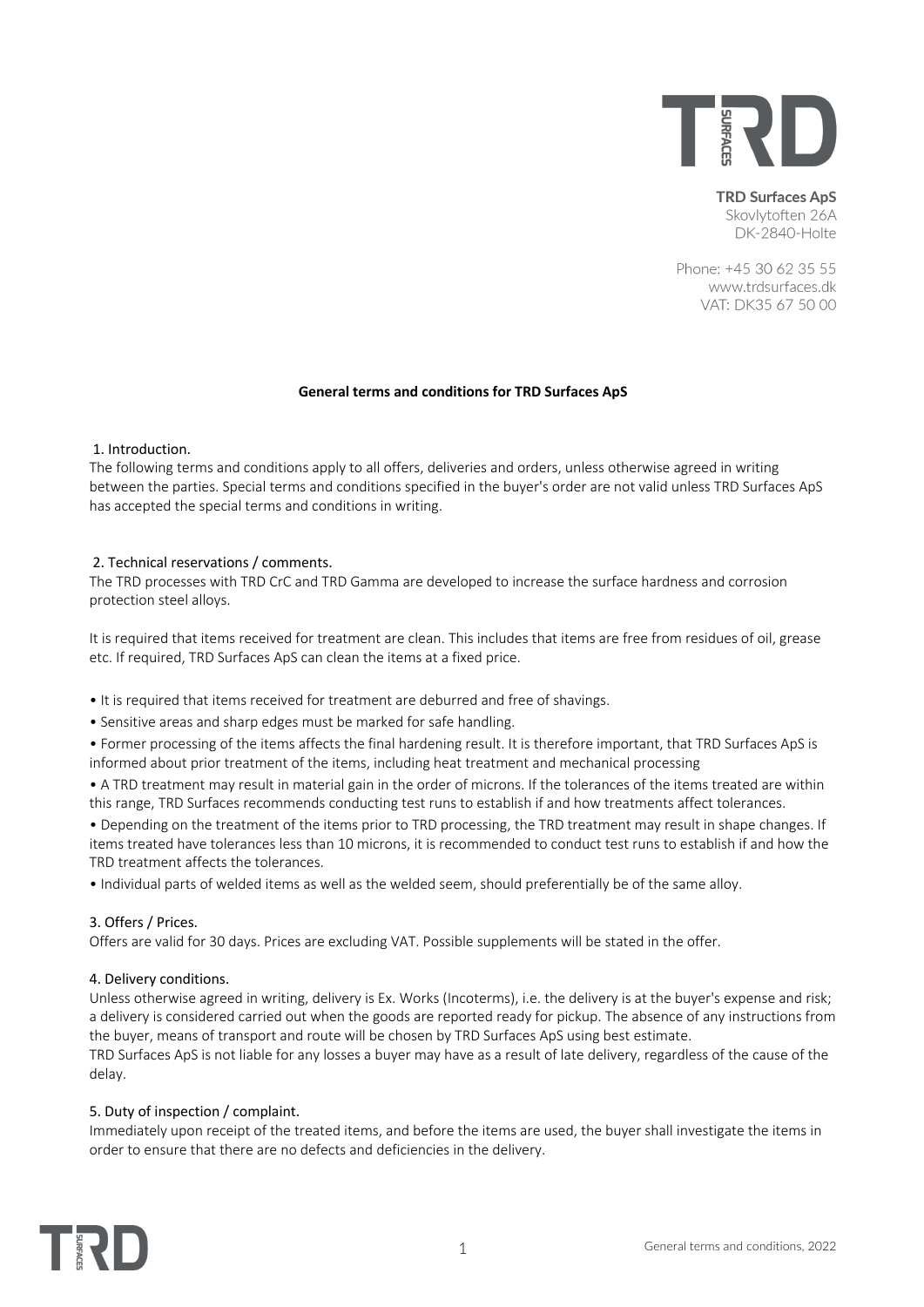**TRD Surfaces ApS**
Skovlytoften 26A
DK-2840-Holte

Phone: +45 30 62 35 55
www.trdsurfaces.dk
VAT: DK35 67 50 00

# General terms and conditions for TRD Surfaces ApS

## 1. Introduction.

The following terms and conditions apply to all offers, deliveries and orders, unless otherwise agreed in writing between the parties. Special terms and conditions specified in the buyer's order are not valid unless TRD Surfaces ApS has accepted the special terms and conditions in writing.

## 2. Technical reservations / comments.

The TRD processes with TRD CrC and TRD Gamma are developed to increase the surface hardness and corrosion protection steel alloys.

It is required that items received for treatment are clean. This includes that items are free from residues of oil, grease etc. If required, TRD Surfaces ApS can clean the items at a fixed price.

- It is required that items received for treatment are deburred and free of shavings.
- Sensitive areas and sharp edges must be marked for safe handling.
- Former processing of the items affects the final hardening result. It is therefore important, that TRD Surfaces ApS is informed about prior treatment of the items, including heat treatment and mechanical processing
- A TRD treatment may result in material gain in the order of microns. If the tolerances of the items treated are within this range, TRD Surfaces recommends conducting test runs to establish if and how treatments affect tolerances.
- Depending on the treatment of the items prior to TRD processing, the TRD treatment may result in shape changes. If items treated have tolerances less than 10 microns, it is recommended to conduct test runs to establish if and how the TRD treatment affects the tolerances.
- Individual parts of welded items as well as the welded seem, should preferentially be of the same alloy.

## 3. Offers / Prices.

Offers are valid for 30 days. Prices are excluding VAT. Possible supplements will be stated in the offer.

## 4. Delivery conditions.

Unless otherwise agreed in writing, delivery is Ex. Works (Incoterms), i.e. the delivery is at the buyer's expense and risk; a delivery is considered carried out when the goods are reported ready for pickup. The absence of any instructions from the buyer, means of transport and route will be chosen by TRD Surfaces ApS using best estimate.
TRD Surfaces ApS is not liable for any losses a buyer may have as a result of late delivery, regardless of the cause of the delay.

## 5. Duty of inspection / complaint.

Immediately upon receipt of the treated items, and before the items are used, the buyer shall investigate the items in order to ensure that there are no defects and deficiencies in the delivery.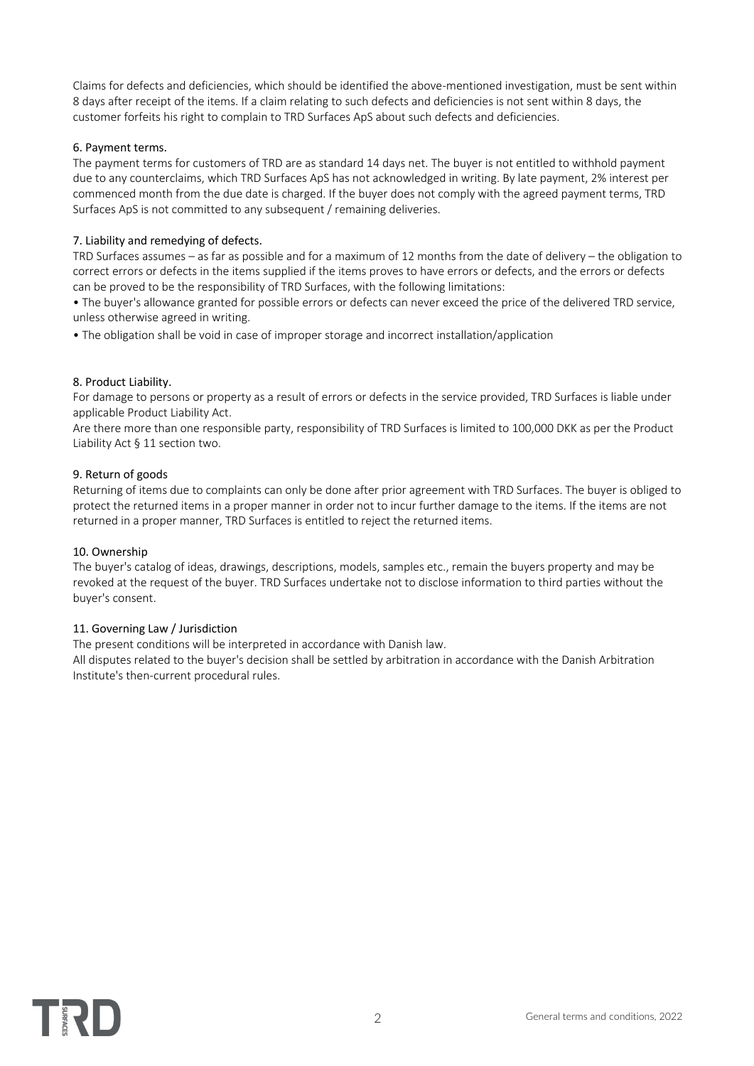Claims for defects and deficiencies, which should be identified the above-mentioned investigation, must be sent within 8 days after receipt of the items. If a claim relating to such defects and deficiencies is not sent within 8 days, the customer forfeits his right to complain to TRD Surfaces ApS about such defects and deficiencies.

## 6. Payment terms.

The payment terms for customers of TRD are as standard 14 days net. The buyer is not entitled to withhold payment due to any counterclaims, which TRD Surfaces ApS has not acknowledged in writing. By late payment, 2% interest per commenced month from the due date is charged. If the buyer does not comply with the agreed payment terms, TRD Surfaces ApS is not committed to any subsequent / remaining deliveries.

## 7. Liability and remedying of defects.

TRD Surfaces assumes – as far as possible and for a maximum of 12 months from the date of delivery – the obligation to correct errors or defects in the items supplied if the items proves to have errors or defects, and the errors or defects can be proved to be the responsibility of TRD Surfaces, with the following limitations:

- The buyer's allowance granted for possible errors or defects can never exceed the price of the delivered TRD service, unless otherwise agreed in writing.
- The obligation shall be void in case of improper storage and incorrect installation/application

## 8. Product Liability.

For damage to persons or property as a result of errors or defects in the service provided, TRD Surfaces is liable under applicable Product Liability Act.

Are there more than one responsible party, responsibility of TRD Surfaces is limited to 100,000 DKK as per the Product Liability Act § 11 section two.

## 9. Return of goods

Returning of items due to complaints can only be done after prior agreement with TRD Surfaces. The buyer is obliged to protect the returned items in a proper manner in order not to incur further damage to the items. If the items are not returned in a proper manner, TRD Surfaces is entitled to reject the returned items.

## 10. Ownership

The buyer's catalog of ideas, drawings, descriptions, models, samples etc., remain the buyers property and may be revoked at the request of the buyer. TRD Surfaces undertake not to disclose information to third parties without the buyer's consent.

## 11. Governing Law / Jurisdiction

The present conditions will be interpreted in accordance with Danish law.

All disputes related to the buyer's decision shall be settled by arbitration in accordance with the Danish Arbitration Institute's then-current procedural rules.